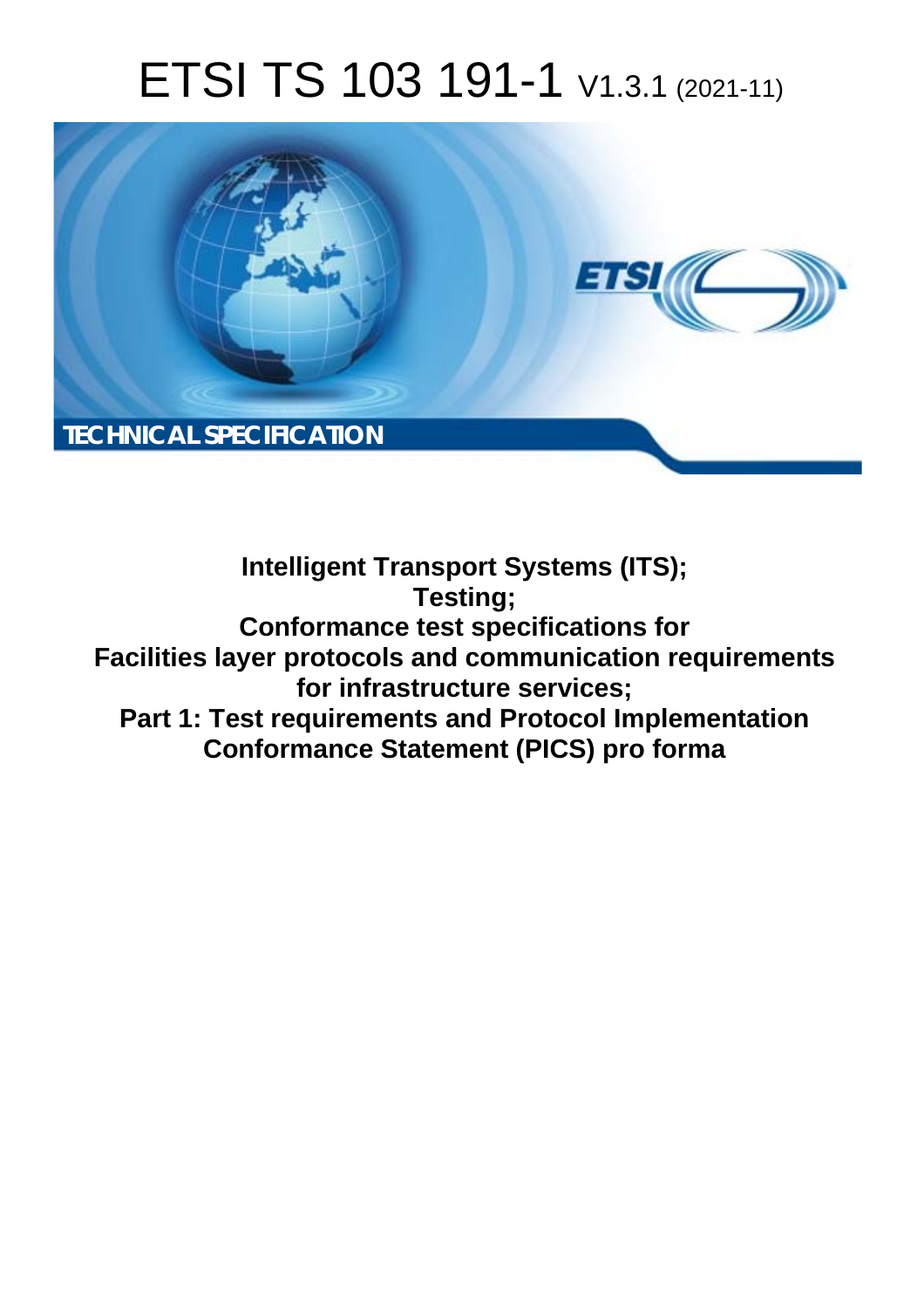# ETSI TS 103 191-1 V1.3.1 (2021-11)

TECHNICAL SPECIFICATION

**Intelligent Transport Systems (ITS);**
**Testing;**
**Conformance test specifications for**
**Facilities layer protocols and communication requirements for infrastructure services;**
**Part 1: Test requirements and Protocol Implementation Conformance Statement (PICS) pro forma**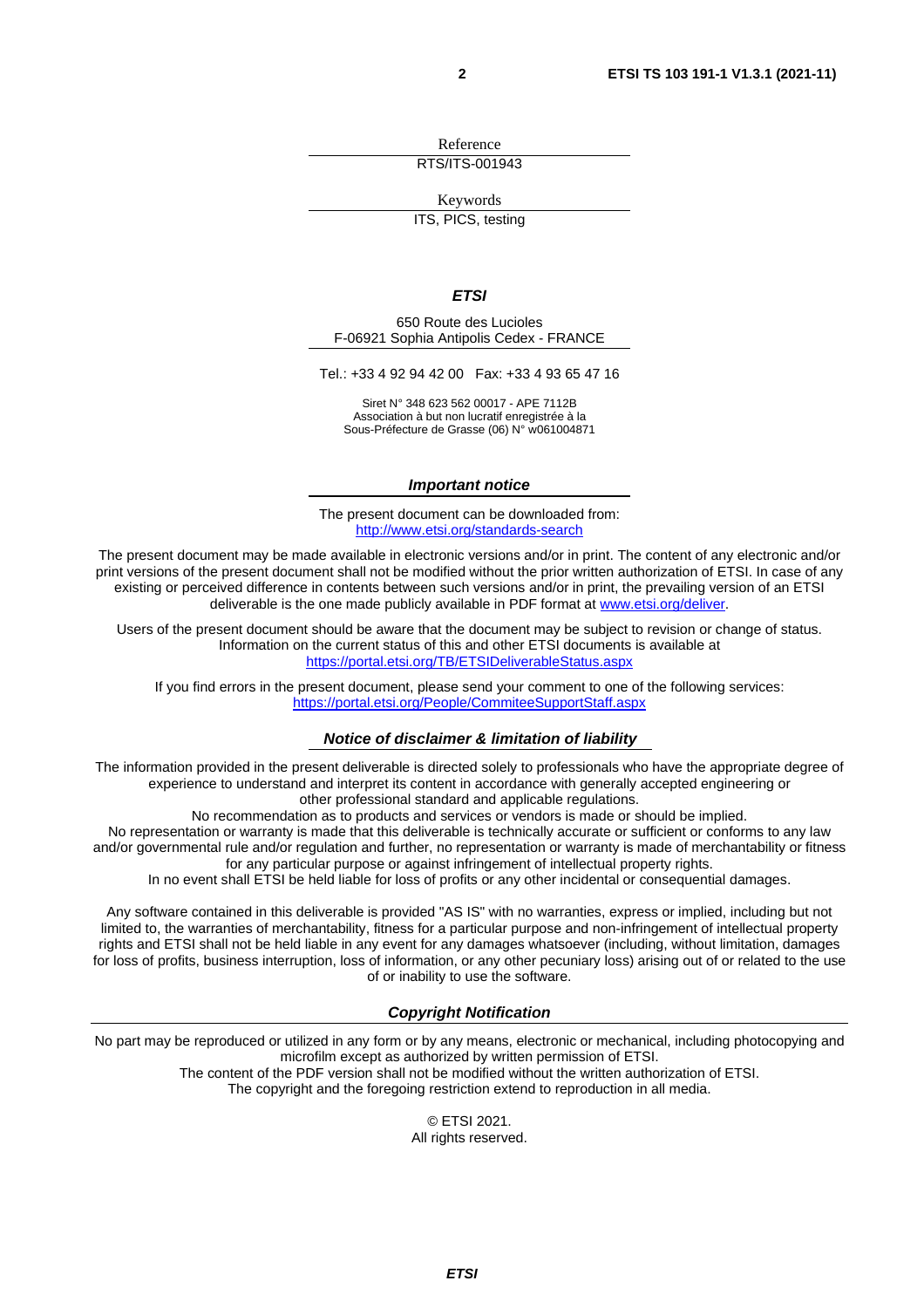Reference

RTS/ITS-001943

Keywords

ITS, PICS, testing

***ETSI***

650 Route des Lucioles
F-06921 Sophia Antipolis Cedex - FRANCE

Tel.: +33 4 92 94 42 00   Fax: +33 4 93 65 47 16

Siret N° 348 623 562 00017 - APE 7112B
Association à but non lucratif enregistrée à la
Sous-Préfecture de Grasse (06) N° w061004871

***Important notice***

The present document can be downloaded from:
http://www.etsi.org/standards-search

The present document may be made available in electronic versions and/or in print. The content of any electronic and/or print versions of the present document shall not be modified without the prior written authorization of ETSI. In case of any existing or perceived difference in contents between such versions and/or in print, the prevailing version of an ETSI deliverable is the one made publicly available in PDF format at www.etsi.org/deliver.

Users of the present document should be aware that the document may be subject to revision or change of status. Information on the current status of this and other ETSI documents is available at
https://portal.etsi.org/TB/ETSIDeliverableStatus.aspx

If you find errors in the present document, please send your comment to one of the following services:
https://portal.etsi.org/People/CommiteeSupportStaff.aspx

***Notice of disclaimer & limitation of liability***

The information provided in the present deliverable is directed solely to professionals who have the appropriate degree of experience to understand and interpret its content in accordance with generally accepted engineering or other professional standard and applicable regulations.
No recommendation as to products and services or vendors is made or should be implied.
No representation or warranty is made that this deliverable is technically accurate or sufficient or conforms to any law and/or governmental rule and/or regulation and further, no representation or warranty is made of merchantability or fitness for any particular purpose or against infringement of intellectual property rights.
In no event shall ETSI be held liable for loss of profits or any other incidental or consequential damages.

Any software contained in this deliverable is provided "AS IS" with no warranties, express or implied, including but not limited to, the warranties of merchantability, fitness for a particular purpose and non-infringement of intellectual property rights and ETSI shall not be held liable in any event for any damages whatsoever (including, without limitation, damages for loss of profits, business interruption, loss of information, or any other pecuniary loss) arising out of or related to the use of or inability to use the software.

***Copyright Notification***

No part may be reproduced or utilized in any form or by any means, electronic or mechanical, including photocopying and microfilm except as authorized by written permission of ETSI.
The content of the PDF version shall not be modified without the written authorization of ETSI.
The copyright and the foregoing restriction extend to reproduction in all media.

© ETSI 2021.
All rights reserved.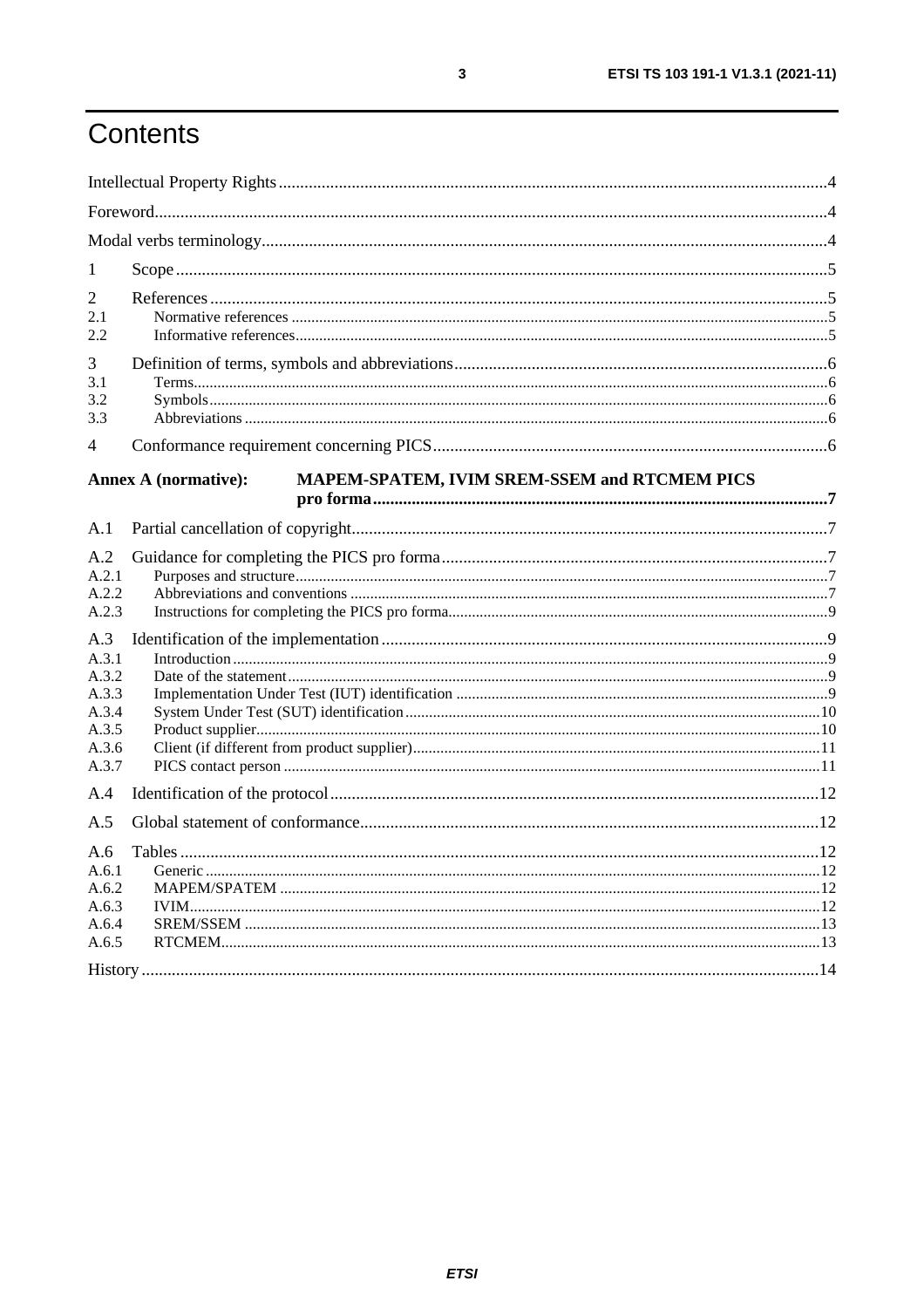# Contents

Intellectual Property Rights....4

Foreword....4

Modal verbs terminology....4

1 Scope....5

2 References....5

2.1 Normative references....5

2.2 Informative references....5

3 Definition of terms, symbols and abbreviations....6

3.1 Terms....6

3.2 Symbols....6

3.3 Abbreviations....6

4 Conformance requirement concerning PICS....6

**Annex A (normative): MAPEM-SPATEM, IVIM SREM-SSEM and RTCMEM PICS pro forma....7**

A.1 Partial cancellation of copyright....7

A.2 Guidance for completing the PICS pro forma....7

A.2.1 Purposes and structure....7

A.2.2 Abbreviations and conventions....7

A.2.3 Instructions for completing the PICS pro forma....9

A.3 Identification of the implementation....9

A.3.1 Introduction....9

A.3.2 Date of the statement....9

A.3.3 Implementation Under Test (IUT) identification....9

A.3.4 System Under Test (SUT) identification....10

A.3.5 Product supplier....10

A.3.6 Client (if different from product supplier)....11

A.3.7 PICS contact person....11

A.4 Identification of the protocol....12

A.5 Global statement of conformance....12

A.6 Tables....12

A.6.1 Generic....12

A.6.2 MAPEM/SPATEM....12

A.6.3 IVIM....12

A.6.4 SREM/SSEM....13

A.6.5 RTCMEM....13

History....14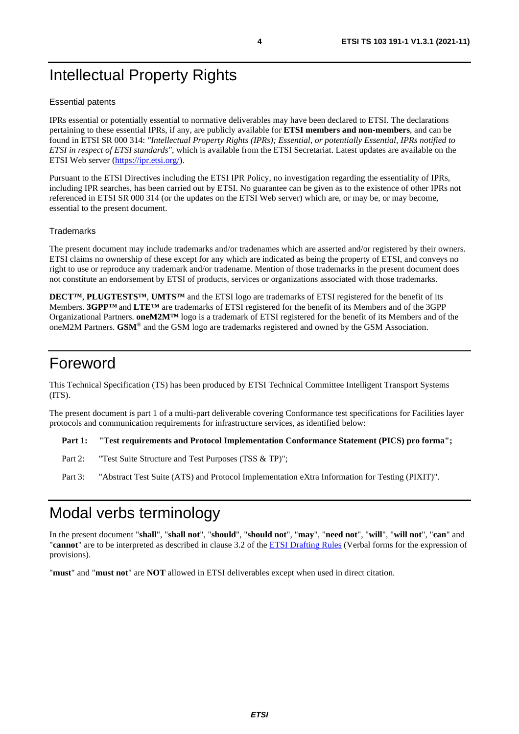# Intellectual Property Rights

Essential patents

IPRs essential or potentially essential to normative deliverables may have been declared to ETSI. The declarations pertaining to these essential IPRs, if any, are publicly available for **ETSI members and non-members**, and can be found in ETSI SR 000 314: *"Intellectual Property Rights (IPRs); Essential, or potentially Essential, IPRs notified to ETSI in respect of ETSI standards"*, which is available from the ETSI Secretariat. Latest updates are available on the ETSI Web server (https://ipr.etsi.org/).

Pursuant to the ETSI Directives including the ETSI IPR Policy, no investigation regarding the essentiality of IPRs, including IPR searches, has been carried out by ETSI. No guarantee can be given as to the existence of other IPRs not referenced in ETSI SR 000 314 (or the updates on the ETSI Web server) which are, or may be, or may become, essential to the present document.

Trademarks

The present document may include trademarks and/or tradenames which are asserted and/or registered by their owners. ETSI claims no ownership of these except for any which are indicated as being the property of ETSI, and conveys no right to use or reproduce any trademark and/or tradename. Mention of those trademarks in the present document does not constitute an endorsement by ETSI of products, services or organizations associated with those trademarks.

**DECT™**, **PLUGTESTS™**, **UMTS™** and the ETSI logo are trademarks of ETSI registered for the benefit of its Members. **3GPP™** and **LTE™** are trademarks of ETSI registered for the benefit of its Members and of the 3GPP Organizational Partners. **oneM2M™** logo is a trademark of ETSI registered for the benefit of its Members and of the oneM2M Partners. **GSM**® and the GSM logo are trademarks registered and owned by the GSM Association.

# Foreword

This Technical Specification (TS) has been produced by ETSI Technical Committee Intelligent Transport Systems (ITS).

The present document is part 1 of a multi-part deliverable covering Conformance test specifications for Facilities layer protocols and communication requirements for infrastructure services, as identified below:

**Part 1: "Test requirements and Protocol Implementation Conformance Statement (PICS) pro forma";**

Part 2: "Test Suite Structure and Test Purposes (TSS & TP)";

Part 3: "Abstract Test Suite (ATS) and Protocol Implementation eXtra Information for Testing (PIXIT)".

# Modal verbs terminology

In the present document "**shall**", "**shall not**", "**should**", "**should not**", "**may**", "**need not**", "**will**", "**will not**", "**can**" and "**cannot**" are to be interpreted as described in clause 3.2 of the ETSI Drafting Rules (Verbal forms for the expression of provisions).

"**must**" and "**must not**" are **NOT** allowed in ETSI deliverables except when used in direct citation.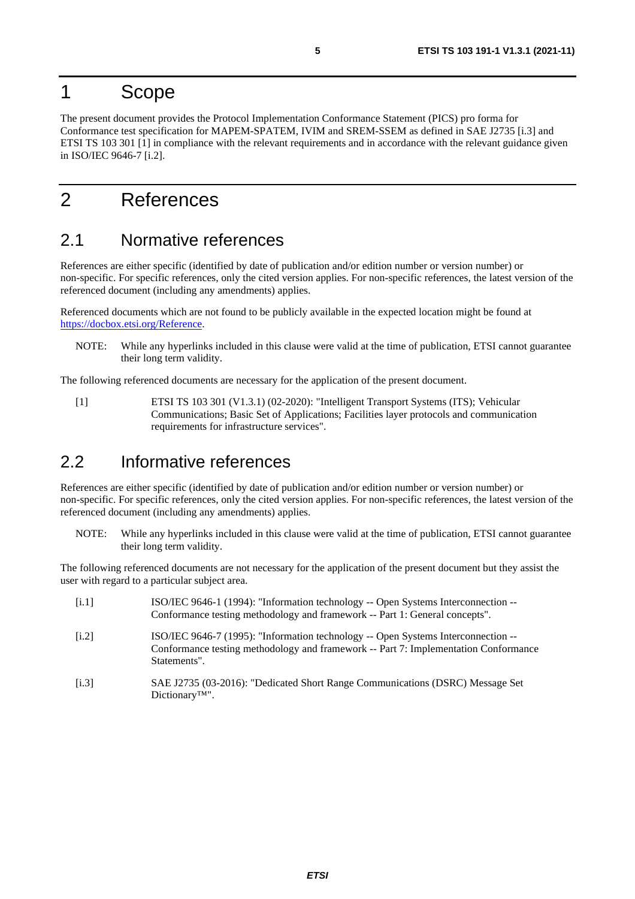# 1 Scope

The present document provides the Protocol Implementation Conformance Statement (PICS) pro forma for Conformance test specification for MAPEM-SPATEM, IVIM and SREM-SSEM as defined in SAE J2735 [i.3] and ETSI TS 103 301 [1] in compliance with the relevant requirements and in accordance with the relevant guidance given in ISO/IEC 9646-7 [i.2].

# 2 References

## 2.1 Normative references

References are either specific (identified by date of publication and/or edition number or version number) or non-specific. For specific references, only the cited version applies. For non-specific references, the latest version of the referenced document (including any amendments) applies.

Referenced documents which are not found to be publicly available in the expected location might be found at https://docbox.etsi.org/Reference.

NOTE: While any hyperlinks included in this clause were valid at the time of publication, ETSI cannot guarantee their long term validity.

The following referenced documents are necessary for the application of the present document.

[1] ETSI TS 103 301 (V1.3.1) (02-2020): "Intelligent Transport Systems (ITS); Vehicular Communications; Basic Set of Applications; Facilities layer protocols and communication requirements for infrastructure services".

## 2.2 Informative references

References are either specific (identified by date of publication and/or edition number or version number) or non-specific. For specific references, only the cited version applies. For non-specific references, the latest version of the referenced document (including any amendments) applies.

NOTE: While any hyperlinks included in this clause were valid at the time of publication, ETSI cannot guarantee their long term validity.

The following referenced documents are not necessary for the application of the present document but they assist the user with regard to a particular subject area.

[i.1] ISO/IEC 9646-1 (1994): "Information technology -- Open Systems Interconnection -- Conformance testing methodology and framework -- Part 1: General concepts".

[i.2] ISO/IEC 9646-7 (1995): "Information technology -- Open Systems Interconnection -- Conformance testing methodology and framework -- Part 7: Implementation Conformance Statements".

[i.3] SAE J2735 (03-2016): "Dedicated Short Range Communications (DSRC) Message Set Dictionary™".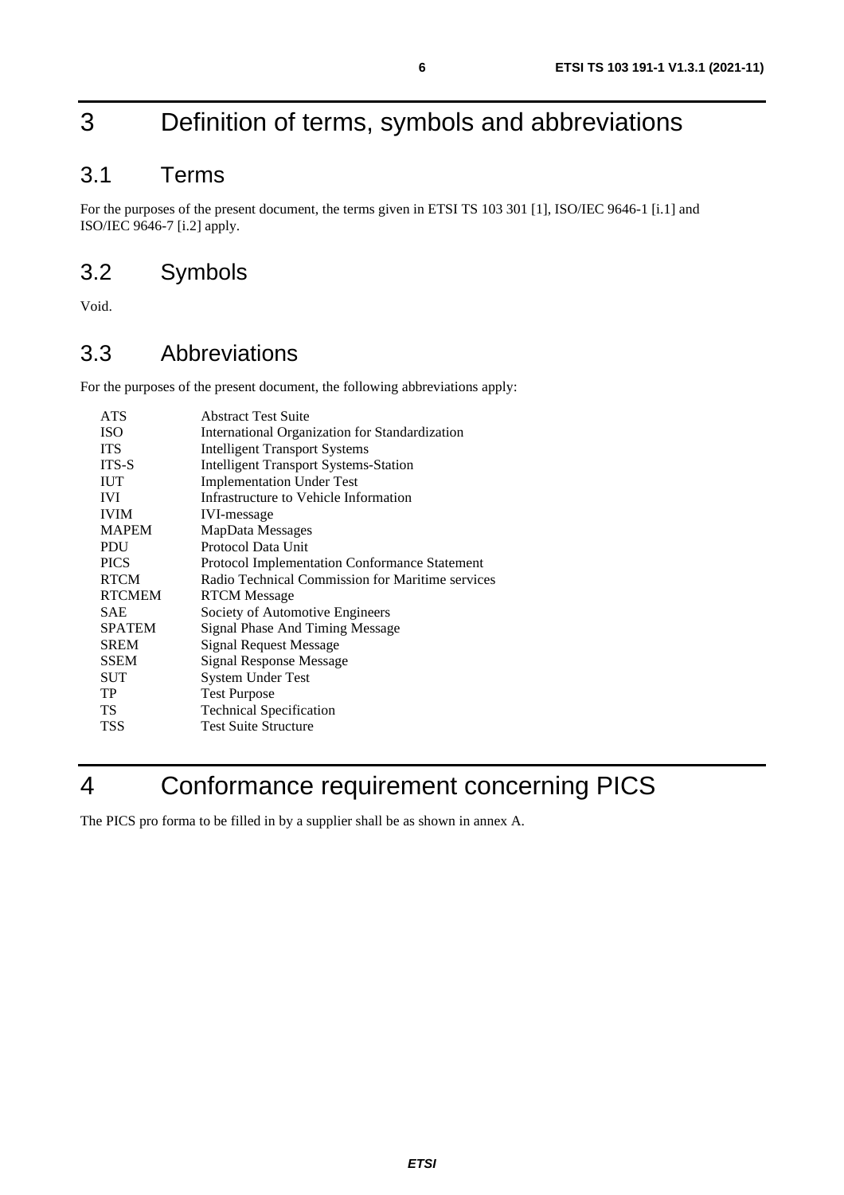# 3 Definition of terms, symbols and abbreviations

## 3.1 Terms

For the purposes of the present document, the terms given in ETSI TS 103 301 [1], ISO/IEC 9646-1 [i.1] and ISO/IEC 9646-7 [i.2] apply.

## 3.2 Symbols

Void.

## 3.3 Abbreviations

For the purposes of the present document, the following abbreviations apply:

| | |
|---|---|
| ATS | Abstract Test Suite |
| ISO | International Organization for Standardization |
| ITS | Intelligent Transport Systems |
| ITS-S | Intelligent Transport Systems-Station |
| IUT | Implementation Under Test |
| IVI | Infrastructure to Vehicle Information |
| IVIM | IVI-message |
| MAPEM | MapData Messages |
| PDU | Protocol Data Unit |
| PICS | Protocol Implementation Conformance Statement |
| RTCM | Radio Technical Commission for Maritime services |
| RTCMEM | RTCM Message |
| SAE | Society of Automotive Engineers |
| SPATEM | Signal Phase And Timing Message |
| SREM | Signal Request Message |
| SSEM | Signal Response Message |
| SUT | System Under Test |
| TP | Test Purpose |
| TS | Technical Specification |
| TSS | Test Suite Structure |

# 4 Conformance requirement concerning PICS

The PICS pro forma to be filled in by a supplier shall be as shown in annex A.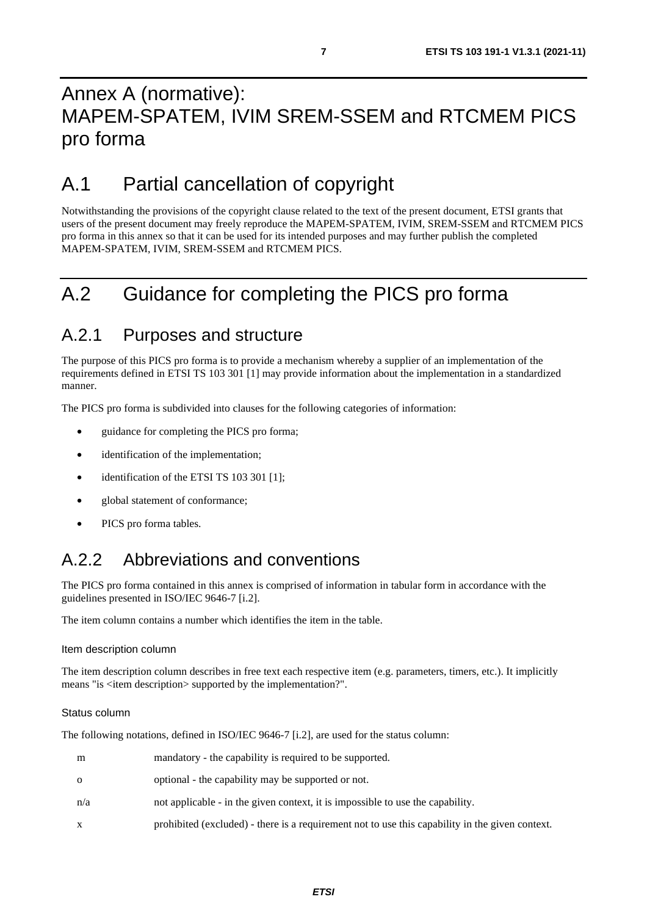# Annex A (normative): MAPEM-SPATEM, IVIM SREM-SSEM and RTCMEM PICS pro forma

## A.1 Partial cancellation of copyright

Notwithstanding the provisions of the copyright clause related to the text of the present document, ETSI grants that users of the present document may freely reproduce the MAPEM-SPATEM, IVIM, SREM-SSEM and RTCMEM PICS pro forma in this annex so that it can be used for its intended purposes and may further publish the completed MAPEM-SPATEM, IVIM, SREM-SSEM and RTCMEM PICS.

## A.2 Guidance for completing the PICS pro forma

### A.2.1 Purposes and structure

The purpose of this PICS pro forma is to provide a mechanism whereby a supplier of an implementation of the requirements defined in ETSI TS 103 301 [1] may provide information about the implementation in a standardized manner.

The PICS pro forma is subdivided into clauses for the following categories of information:

- guidance for completing the PICS pro forma;
- identification of the implementation;
- identification of the ETSI TS 103 301 [1];
- global statement of conformance;
- PICS pro forma tables.

### A.2.2 Abbreviations and conventions

The PICS pro forma contained in this annex is comprised of information in tabular form in accordance with the guidelines presented in ISO/IEC 9646-7 [i.2].

The item column contains a number which identifies the item in the table.

#### Item description column

The item description column describes in free text each respective item (e.g. parameters, timers, etc.). It implicitly means "is <item description> supported by the implementation?".

#### Status column

The following notations, defined in ISO/IEC 9646-7 [i.2], are used for the status column:

m mandatory - the capability is required to be supported.

o optional - the capability may be supported or not.

n/a not applicable - in the given context, it is impossible to use the capability.

x prohibited (excluded) - there is a requirement not to use this capability in the given context.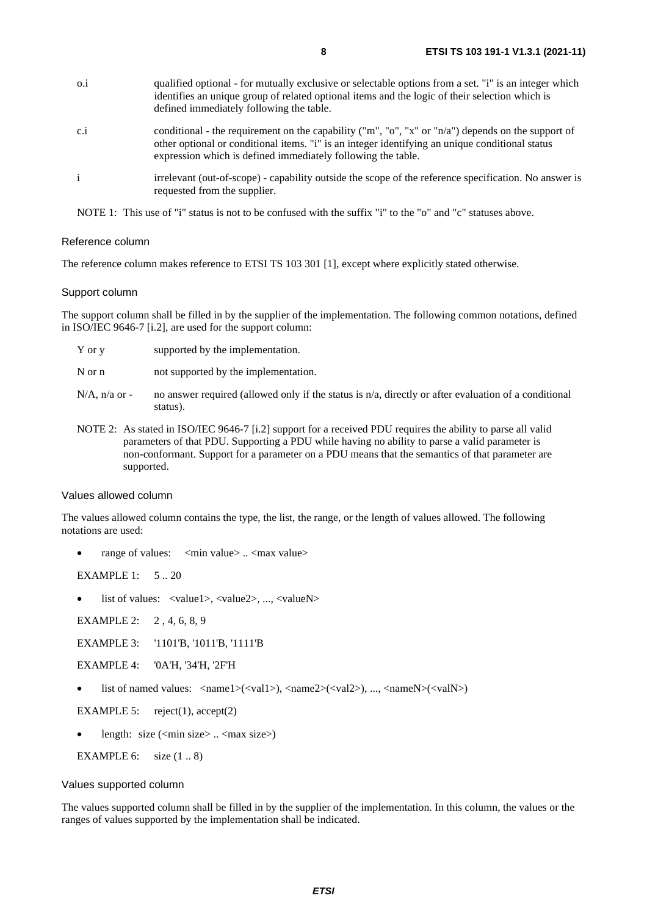o.i qualified optional - for mutually exclusive or selectable options from a set. "i" is an integer which identifies an unique group of related optional items and the logic of their selection which is defined immediately following the table.

c.i conditional - the requirement on the capability ("m", "o", "x" or "n/a") depends on the support of other optional or conditional items. "i" is an integer identifying an unique conditional status expression which is defined immediately following the table.

i irrelevant (out-of-scope) - capability outside the scope of the reference specification. No answer is requested from the supplier.

NOTE 1: This use of "i" status is not to be confused with the suffix "i" to the "o" and "c" statuses above.

#### Reference column

The reference column makes reference to ETSI TS 103 301 [1], except where explicitly stated otherwise.

#### Support column

The support column shall be filled in by the supplier of the implementation. The following common notations, defined in ISO/IEC 9646-7 [i.2], are used for the support column:

Y or y supported by the implementation.

N or n not supported by the implementation.

N/A, n/a or - no answer required (allowed only if the status is n/a, directly or after evaluation of a conditional status).

NOTE 2: As stated in ISO/IEC 9646-7 [i.2] support for a received PDU requires the ability to parse all valid parameters of that PDU. Supporting a PDU while having no ability to parse a valid parameter is non-conformant. Support for a parameter on a PDU means that the semantics of that parameter are supported.

#### Values allowed column

The values allowed column contains the type, the list, the range, or the length of values allowed. The following notations are used:

- range of values: <min value> .. <max value>

EXAMPLE 1: 5 .. 20

- list of values: <value1>, <value2>, ..., <valueN>

EXAMPLE 2: 2 , 4, 6, 8, 9

EXAMPLE 3: '1101'B, '1011'B, '1111'B

EXAMPLE 4: '0A'H, '34'H, '2F'H

- list of named values: <name1>(<val1>), <name2>(<val2>), ..., <nameN>(<valN>)

EXAMPLE 5: reject(1), accept(2)

- length: size (<min size> .. <max size>)

EXAMPLE 6: size (1 .. 8)

#### Values supported column

The values supported column shall be filled in by the supplier of the implementation. In this column, the values or the ranges of values supported by the implementation shall be indicated.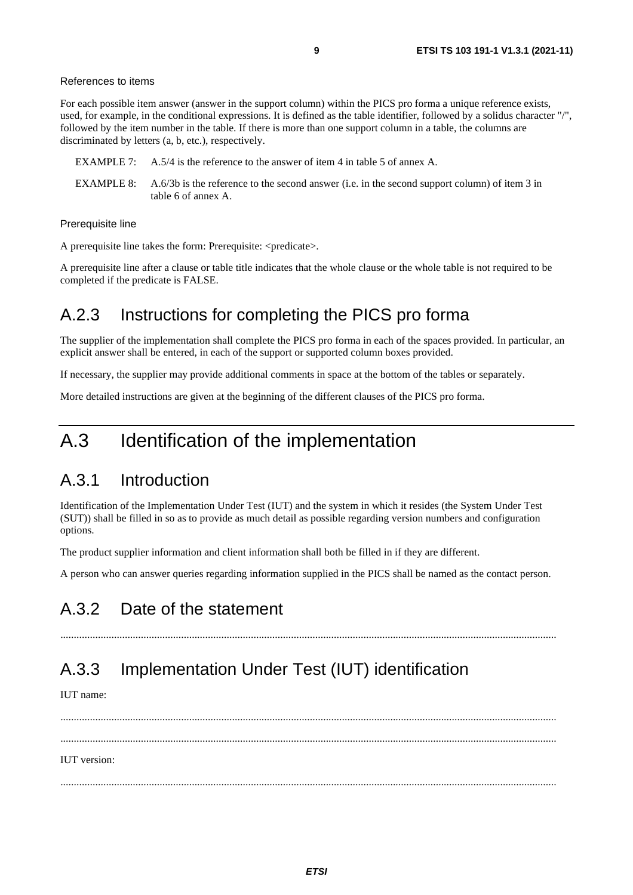References to items

For each possible item answer (answer in the support column) within the PICS pro forma a unique reference exists, used, for example, in the conditional expressions. It is defined as the table identifier, followed by a solidus character "/", followed by the item number in the table. If there is more than one support column in a table, the columns are discriminated by letters (a, b, etc.), respectively.

EXAMPLE 7: A.5/4 is the reference to the answer of item 4 in table 5 of annex A.

EXAMPLE 8: A.6/3b is the reference to the second answer (i.e. in the second support column) of item 3 in table 6 of annex A.

Prerequisite line

A prerequisite line takes the form: Prerequisite: <predicate>.

A prerequisite line after a clause or table title indicates that the whole clause or the whole table is not required to be completed if the predicate is FALSE.

## A.2.3 Instructions for completing the PICS pro forma

The supplier of the implementation shall complete the PICS pro forma in each of the spaces provided. In particular, an explicit answer shall be entered, in each of the support or supported column boxes provided.

If necessary, the supplier may provide additional comments in space at the bottom of the tables or separately.

More detailed instructions are given at the beginning of the different clauses of the PICS pro forma.

# A.3 Identification of the implementation

## A.3.1 Introduction

Identification of the Implementation Under Test (IUT) and the system in which it resides (the System Under Test (SUT)) shall be filled in so as to provide as much detail as possible regarding version numbers and configuration options.

The product supplier information and client information shall both be filled in if they are different.

A person who can answer queries regarding information supplied in the PICS shall be named as the contact person.

## A.3.2 Date of the statement

.........................................................................................................................................................................

## A.3.3 Implementation Under Test (IUT) identification

IUT name:

.........................................................................................................................................................................

.........................................................................................................................................................................

IUT version:

.........................................................................................................................................................................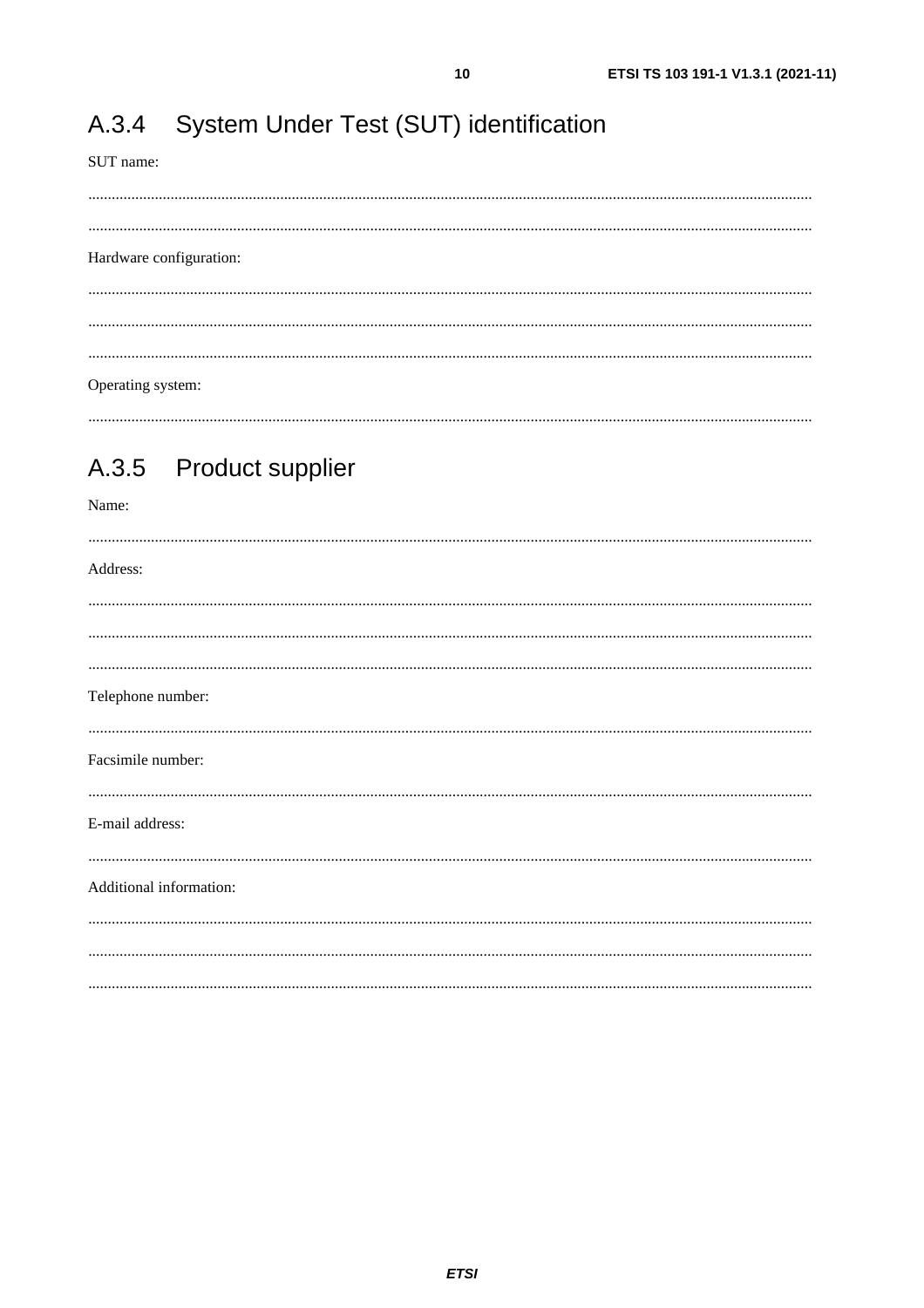## A.3.4 System Under Test (SUT) identification

SUT name:

.....................................................................................................................................................................

.....................................................................................................................................................................

Hardware configuration:

.....................................................................................................................................................................

.....................................................................................................................................................................

.....................................................................................................................................................................

Operating system:

.....................................................................................................................................................................

## A.3.5 Product supplier

Name:

.....................................................................................................................................................................

Address:

.....................................................................................................................................................................

.....................................................................................................................................................................

.....................................................................................................................................................................

Telephone number:

.....................................................................................................................................................................

Facsimile number:

.....................................................................................................................................................................

E-mail address:

.....................................................................................................................................................................

Additional information:

.....................................................................................................................................................................

.....................................................................................................................................................................

.....................................................................................................................................................................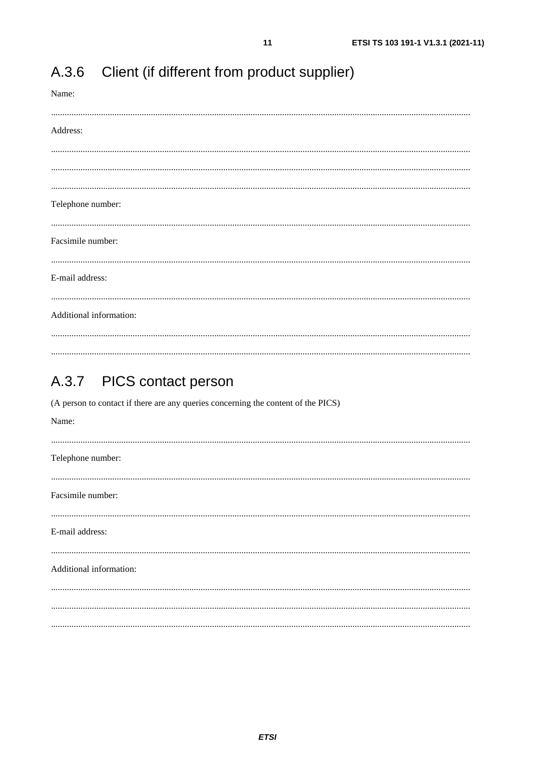## A.3.6 Client (if different from product supplier)

Name:

.........................................................................................................................................................................................

Address:

.........................................................................................................................................................................................

.........................................................................................................................................................................................

.........................................................................................................................................................................................

Telephone number:

.........................................................................................................................................................................................

Facsimile number:

.........................................................................................................................................................................................

E-mail address:

.........................................................................................................................................................................................

Additional information:

.........................................................................................................................................................................................

.........................................................................................................................................................................................

## A.3.7 PICS contact person

(A person to contact if there are any queries concerning the content of the PICS)

Name:

.........................................................................................................................................................................................

Telephone number:

.........................................................................................................................................................................................

Facsimile number:

.........................................................................................................................................................................................

E-mail address:

.........................................................................................................................................................................................

Additional information:

.........................................................................................................................................................................................

.........................................................................................................................................................................................

.........................................................................................................................................................................................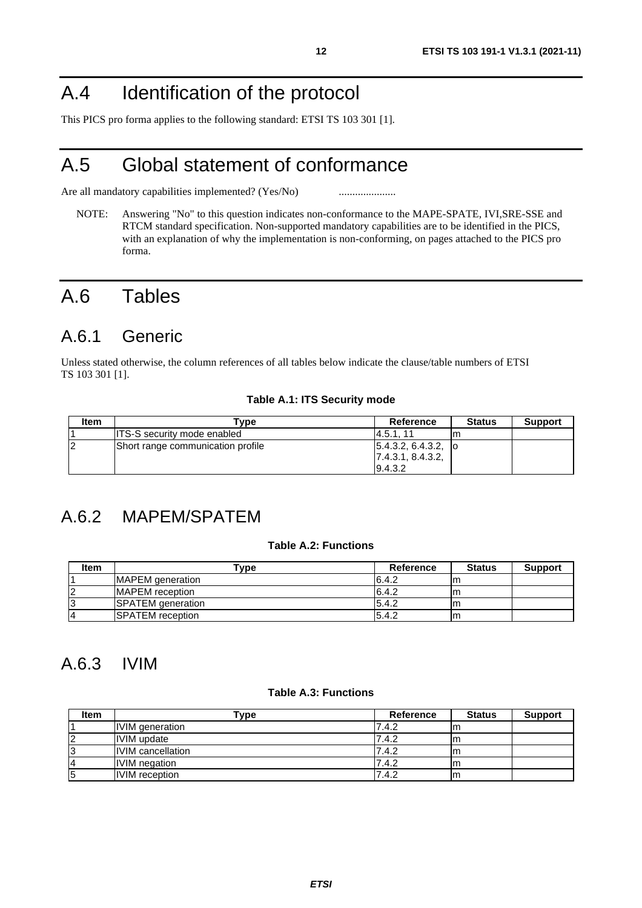# A.4 Identification of the protocol

This PICS pro forma applies to the following standard: ETSI TS 103 301 [1].

# A.5 Global statement of conformance

Are all mandatory capabilities implemented? (Yes/No) .....................

NOTE: Answering "No" to this question indicates non-conformance to the MAPE-SPATE, IVI,SRE-SSE and RTCM standard specification. Non-supported mandatory capabilities are to be identified in the PICS, with an explanation of why the implementation is non-conforming, on pages attached to the PICS pro forma.

# A.6 Tables

## A.6.1 Generic

Unless stated otherwise, the column references of all tables below indicate the clause/table numbers of ETSI TS 103 301 [1].

**Table A.1: ITS Security mode**

| Item | Type | Reference | Status | Support |
|---|---|---|---|---|
| 1 | ITS-S security mode enabled | 4.5.1, 11 | m | |
| 2 | Short range communication profile | 5.4.3.2, 6.4.3.2, 7.4.3.1, 8.4.3.2, 9.4.3.2 | o | |

## A.6.2 MAPEM/SPATEM

**Table A.2: Functions**

| Item | Type | Reference | Status | Support |
|---|---|---|---|---|
| 1 | MAPEM generation | 6.4.2 | m | |
| 2 | MAPEM reception | 6.4.2 | m | |
| 3 | SPATEM generation | 5.4.2 | m | |
| 4 | SPATEM reception | 5.4.2 | m | |

## A.6.3 IVIM

**Table A.3: Functions**

| Item | Type | Reference | Status | Support |
|---|---|---|---|---|
| 1 | IVIM generation | 7.4.2 | m | |
| 2 | IVIM update | 7.4.2 | m | |
| 3 | IVIM cancellation | 7.4.2 | m | |
| 4 | IVIM negation | 7.4.2 | m | |
| 5 | IVIM reception | 7.4.2 | m | |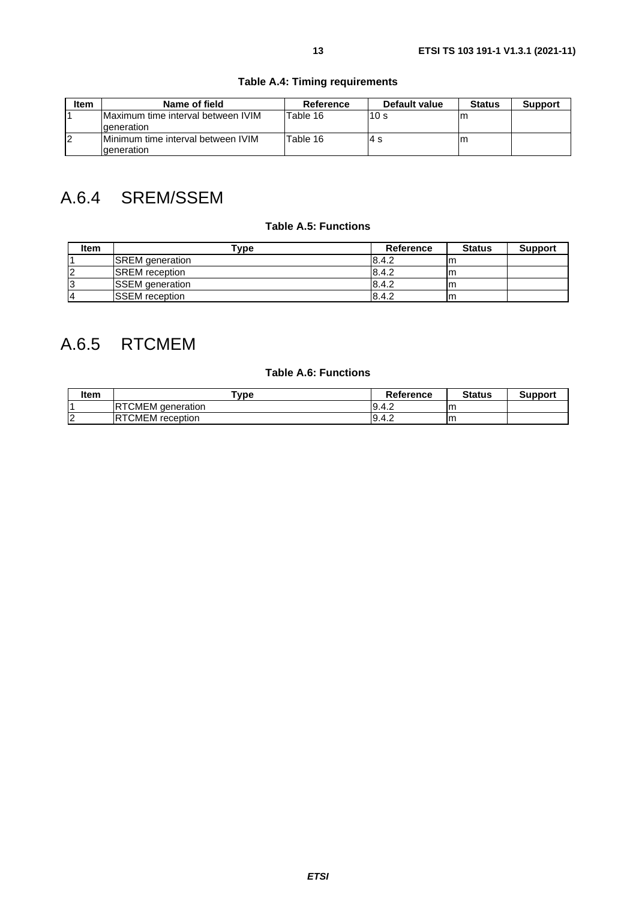**Table A.4: Timing requirements**

| Item | Name of field | Reference | Default value | Status | Support |
|---|---|---|---|---|---|
| 1 | Maximum time interval between IVIM generation | Table 16 | 10 s | m | |
| 2 | Minimum time interval between IVIM generation | Table 16 | 4 s | m | |

## A.6.4 SREM/SSEM

**Table A.5: Functions**

| Item | Type | Reference | Status | Support |
|---|---|---|---|---|
| 1 | SREM generation | 8.4.2 | m | |
| 2 | SREM reception | 8.4.2 | m | |
| 3 | SSEM generation | 8.4.2 | m | |
| 4 | SSEM reception | 8.4.2 | m | |

## A.6.5 RTCMEM

**Table A.6: Functions**

| Item | Type | Reference | Status | Support |
|---|---|---|---|---|
| 1 | RTCMEM generation | 9.4.2 | m | |
| 2 | RTCMEM reception | 9.4.2 | m | |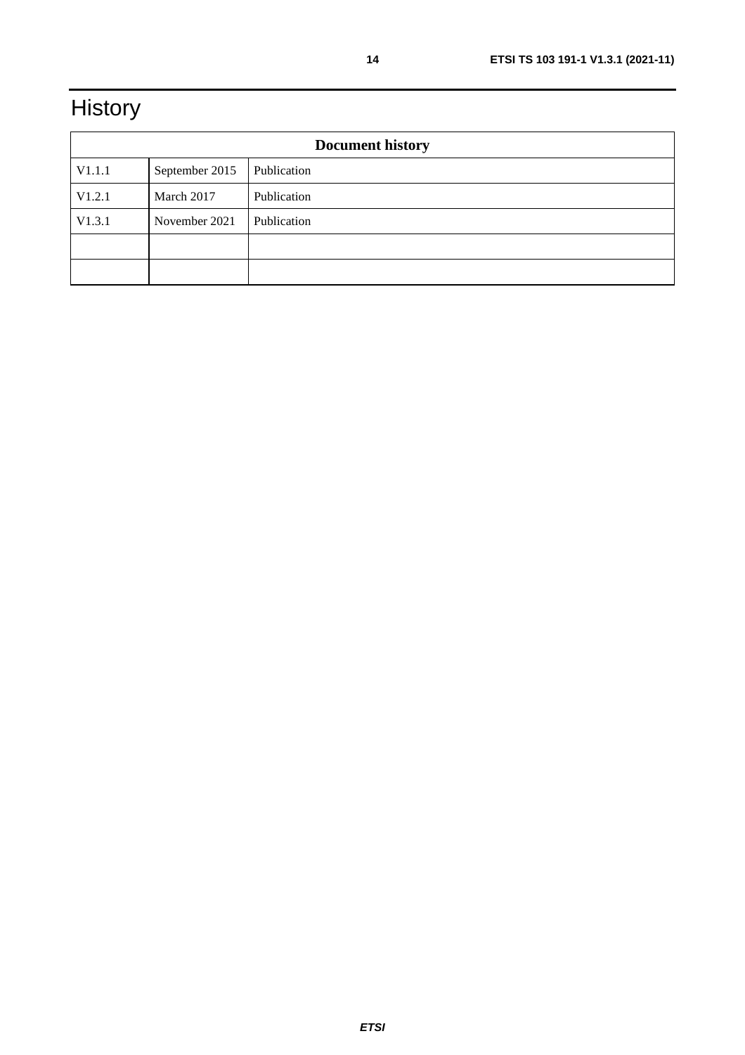# History

| Document history | | |
|---|---|---|
| V1.1.1 | September 2015 | Publication |
| V1.2.1 | March 2017 | Publication |
| V1.3.1 | November 2021 | Publication |
| | | |
| | | |